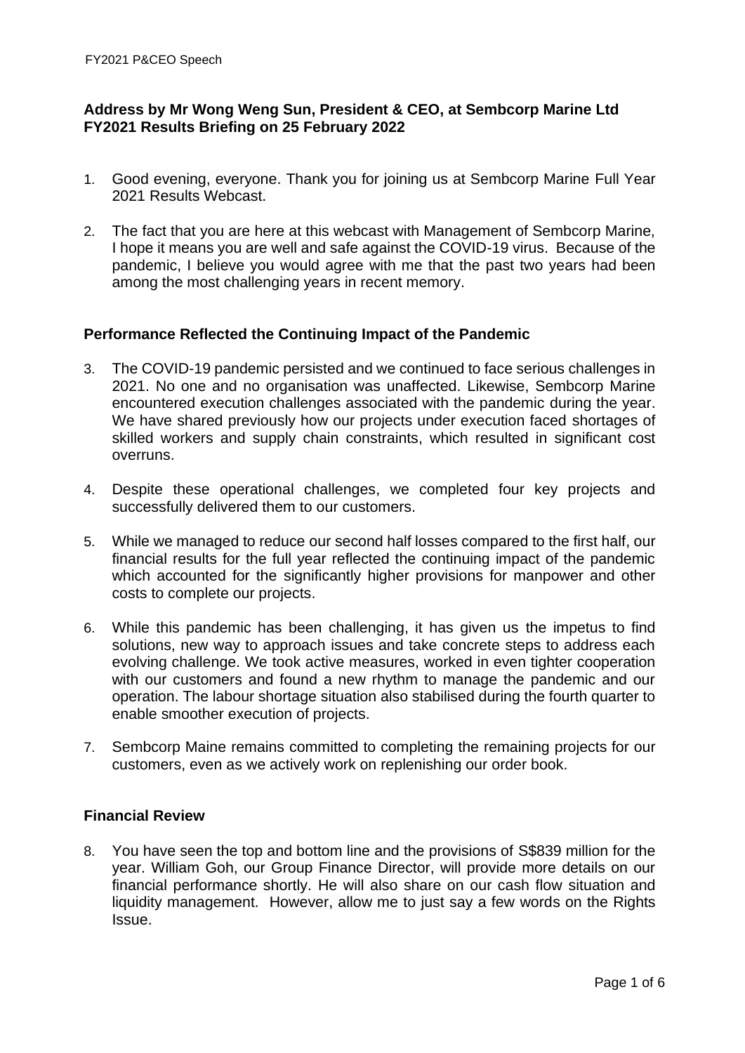**Address by Mr Wong Weng Sun, President & CEO, at Sembcorp Marine Ltd FY2021 Results Briefing on 25 February 2022**

1. Good evening, everyone. Thank you for joining us at Sembcorp Marine Full Year 2021 Results Webcast.

2. The fact that you are here at this webcast with Management of Sembcorp Marine, I hope it means you are well and safe against the COVID-19 virus. Because of the pandemic, I believe you would agree with me that the past two years had been among the most challenging years in recent memory.

### Performance Reflected the Continuing Impact of the Pandemic

3. The COVID-19 pandemic persisted and we continued to face serious challenges in 2021. No one and no organisation was unaffected. Likewise, Sembcorp Marine encountered execution challenges associated with the pandemic during the year. We have shared previously how our projects under execution faced shortages of skilled workers and supply chain constraints, which resulted in significant cost overruns.

4. Despite these operational challenges, we completed four key projects and successfully delivered them to our customers.

5. While we managed to reduce our second half losses compared to the first half, our financial results for the full year reflected the continuing impact of the pandemic which accounted for the significantly higher provisions for manpower and other costs to complete our projects.

6. While this pandemic has been challenging, it has given us the impetus to find solutions, new way to approach issues and take concrete steps to address each evolving challenge. We took active measures, worked in even tighter cooperation with our customers and found a new rhythm to manage the pandemic and our operation. The labour shortage situation also stabilised during the fourth quarter to enable smoother execution of projects.

7. Sembcorp Maine remains committed to completing the remaining projects for our customers, even as we actively work on replenishing our order book.

### Financial Review

8. You have seen the top and bottom line and the provisions of S$839 million for the year. William Goh, our Group Finance Director, will provide more details on our financial performance shortly. He will also share on our cash flow situation and liquidity management. However, allow me to just say a few words on the Rights Issue.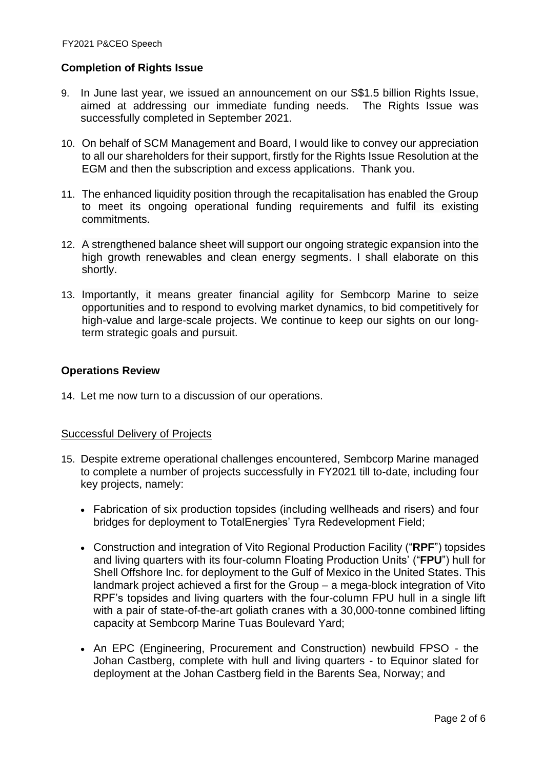## Completion of Rights Issue

9. In June last year, we issued an announcement on our S$1.5 billion Rights Issue, aimed at addressing our immediate funding needs. The Rights Issue was successfully completed in September 2021.

10. On behalf of SCM Management and Board, I would like to convey our appreciation to all our shareholders for their support, firstly for the Rights Issue Resolution at the EGM and then the subscription and excess applications. Thank you.

11. The enhanced liquidity position through the recapitalisation has enabled the Group to meet its ongoing operational funding requirements and fulfil its existing commitments.

12. A strengthened balance sheet will support our ongoing strategic expansion into the high growth renewables and clean energy segments. I shall elaborate on this shortly.

13. Importantly, it means greater financial agility for Sembcorp Marine to seize opportunities and to respond to evolving market dynamics, to bid competitively for high-value and large-scale projects. We continue to keep our sights on our long-term strategic goals and pursuit.

## Operations Review

14. Let me now turn to a discussion of our operations.

### Successful Delivery of Projects

15. Despite extreme operational challenges encountered, Sembcorp Marine managed to complete a number of projects successfully in FY2021 till to-date, including four key projects, namely:

    - Fabrication of six production topsides (including wellheads and risers) and four bridges for deployment to TotalEnergies' Tyra Redevelopment Field;
    - Construction and integration of Vito Regional Production Facility ("**RPF**") topsides and living quarters with its four-column Floating Production Units' ("**FPU**") hull for Shell Offshore Inc. for deployment to the Gulf of Mexico in the United States. This landmark project achieved a first for the Group – a mega-block integration of Vito RPF's topsides and living quarters with the four-column FPU hull in a single lift with a pair of state-of-the-art goliath cranes with a 30,000-tonne combined lifting capacity at Sembcorp Marine Tuas Boulevard Yard;
    - An EPC (Engineering, Procurement and Construction) newbuild FPSO - the Johan Castberg, complete with hull and living quarters - to Equinor slated for deployment at the Johan Castberg field in the Barents Sea, Norway; and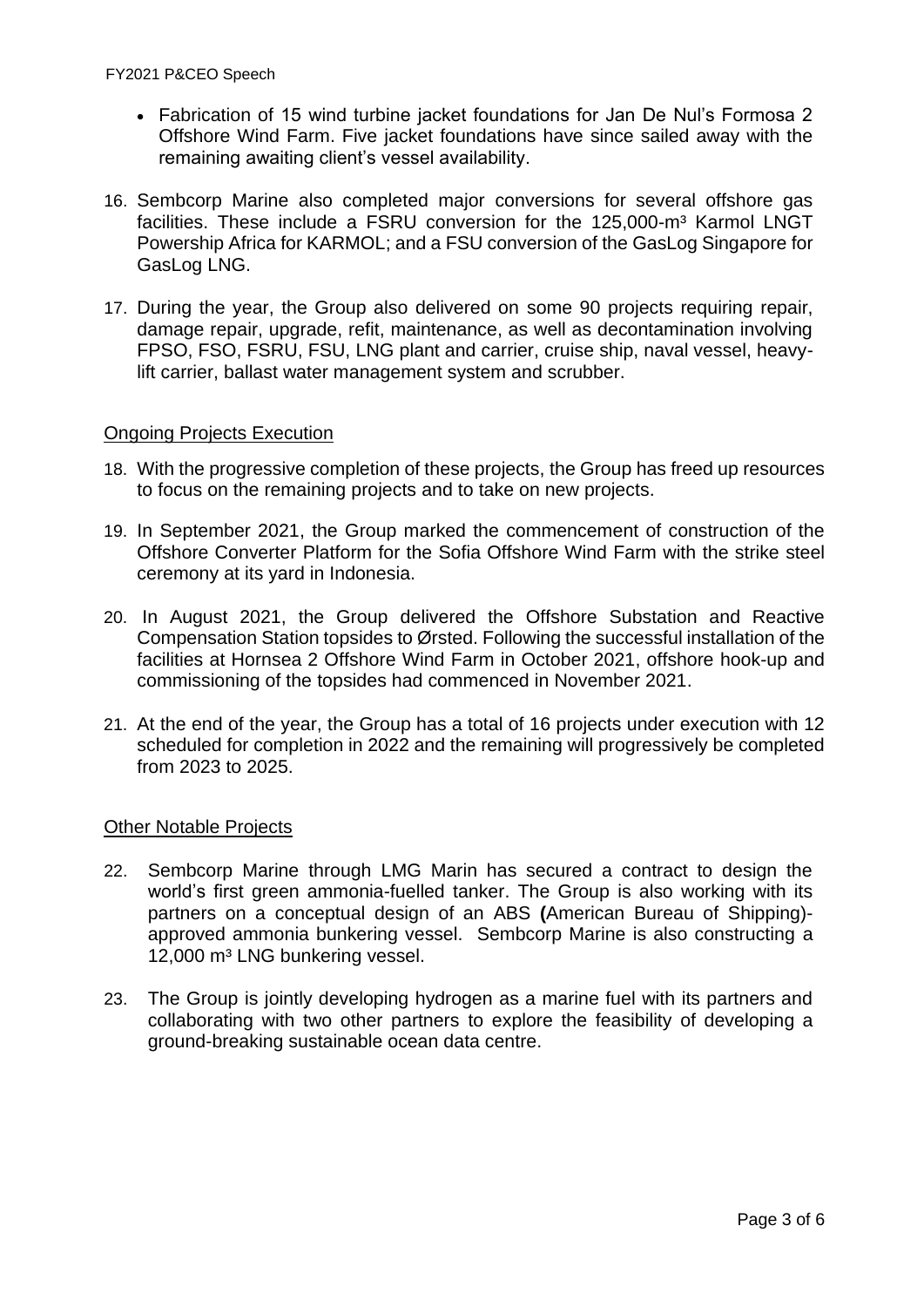- Fabrication of 15 wind turbine jacket foundations for Jan De Nul's Formosa 2 Offshore Wind Farm. Five jacket foundations have since sailed away with the remaining awaiting client's vessel availability.

16. Sembcorp Marine also completed major conversions for several offshore gas facilities. These include a FSRU conversion for the 125,000-m³ Karmol LNGT Powership Africa for KARMOL; and a FSU conversion of the GasLog Singapore for GasLog LNG.

17. During the year, the Group also delivered on some 90 projects requiring repair, damage repair, upgrade, refit, maintenance, as well as decontamination involving FPSO, FSO, FSRU, FSU, LNG plant and carrier, cruise ship, naval vessel, heavy-lift carrier, ballast water management system and scrubber.

## Ongoing Projects Execution

18. With the progressive completion of these projects, the Group has freed up resources to focus on the remaining projects and to take on new projects.

19. In September 2021, the Group marked the commencement of construction of the Offshore Converter Platform for the Sofia Offshore Wind Farm with the strike steel ceremony at its yard in Indonesia.

20. In August 2021, the Group delivered the Offshore Substation and Reactive Compensation Station topsides to Ørsted. Following the successful installation of the facilities at Hornsea 2 Offshore Wind Farm in October 2021, offshore hook-up and commissioning of the topsides had commenced in November 2021.

21. At the end of the year, the Group has a total of 16 projects under execution with 12 scheduled for completion in 2022 and the remaining will progressively be completed from 2023 to 2025.

## Other Notable Projects

22. Sembcorp Marine through LMG Marin has secured a contract to design the world's first green ammonia-fuelled tanker. The Group is also working with its partners on a conceptual design of an ABS **(**American Bureau of Shipping)-approved ammonia bunkering vessel. Sembcorp Marine is also constructing a 12,000 m³ LNG bunkering vessel.

23. The Group is jointly developing hydrogen as a marine fuel with its partners and collaborating with two other partners to explore the feasibility of developing a ground-breaking sustainable ocean data centre.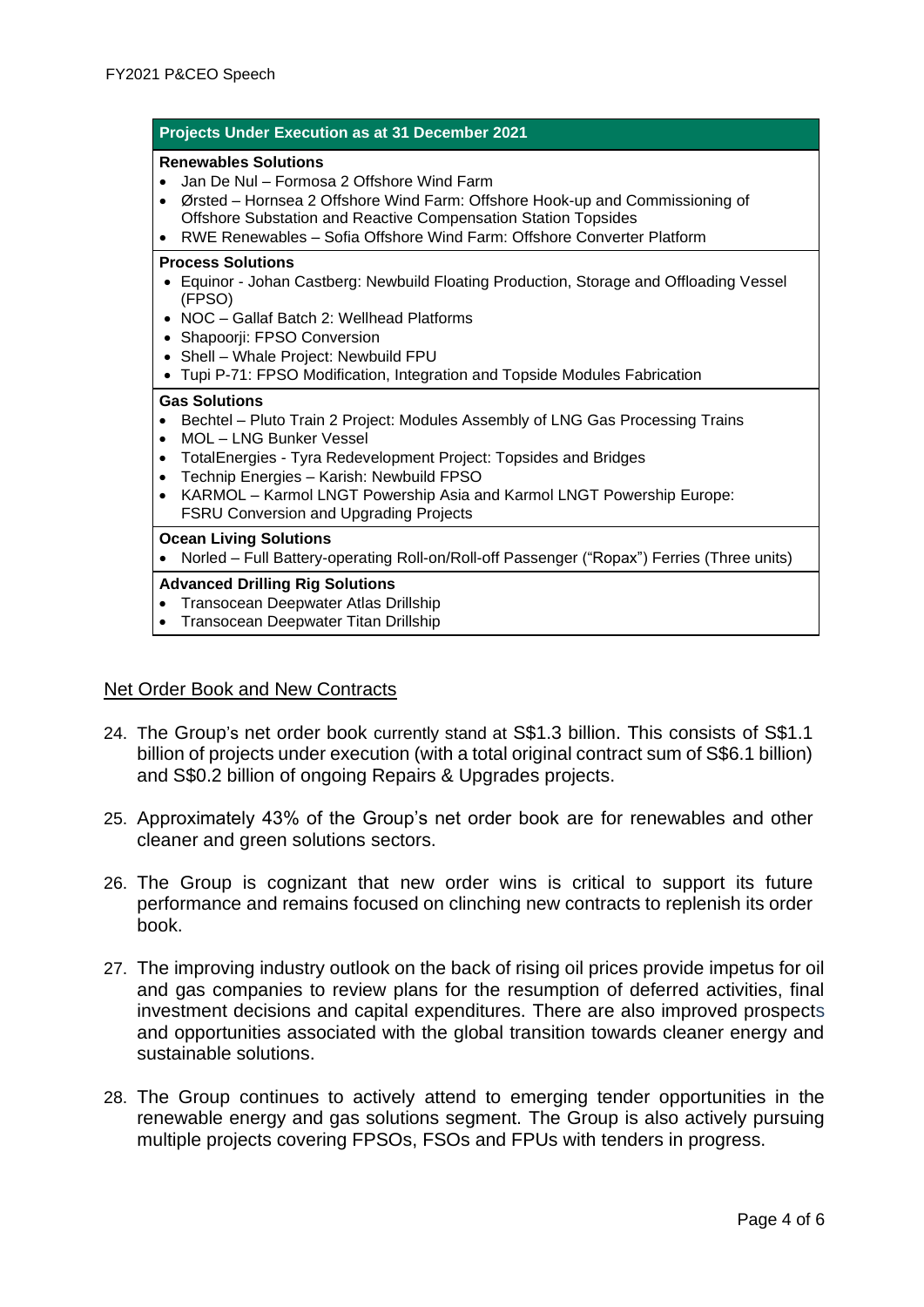| Projects Under Execution as at 31 December 2021 |
| --- |
| **Renewables Solutions**<br>• Jan De Nul – Formosa 2 Offshore Wind Farm<br>• Ørsted – Hornsea 2 Offshore Wind Farm: Offshore Hook-up and Commissioning of Offshore Substation and Reactive Compensation Station Topsides<br>• RWE Renewables – Sofia Offshore Wind Farm: Offshore Converter Platform |
| **Process Solutions**<br>• Equinor - Johan Castberg: Newbuild Floating Production, Storage and Offloading Vessel (FPSO)<br>• NOC – Gallaf Batch 2: Wellhead Platforms<br>• Shapoorji: FPSO Conversion<br>• Shell – Whale Project: Newbuild FPU<br>• Tupi P-71: FPSO Modification, Integration and Topside Modules Fabrication |
| **Gas Solutions**<br>• Bechtel – Pluto Train 2 Project: Modules Assembly of LNG Gas Processing Trains<br>• MOL – LNG Bunker Vessel<br>• TotalEnergies - Tyra Redevelopment Project: Topsides and Bridges<br>• Technip Energies – Karish: Newbuild FPSO<br>• KARMOL – Karmol LNGT Powership Asia and Karmol LNGT Powership Europe: FSRU Conversion and Upgrading Projects |
| **Ocean Living Solutions**<br>• Norled – Full Battery-operating Roll-on/Roll-off Passenger ("Ropax") Ferries (Three units) |
| **Advanced Drilling Rig Solutions**<br>• Transocean Deepwater Atlas Drillship<br>• Transocean Deepwater Titan Drillship |

## Net Order Book and New Contracts

24. The Group's net order book currently stand at S$1.3 billion. This consists of S$1.1 billion of projects under execution (with a total original contract sum of S$6.1 billion) and S$0.2 billion of ongoing Repairs & Upgrades projects.

25. Approximately 43% of the Group's net order book are for renewables and other cleaner and green solutions sectors.

26. The Group is cognizant that new order wins is critical to support its future performance and remains focused on clinching new contracts to replenish its order book.

27. The improving industry outlook on the back of rising oil prices provide impetus for oil and gas companies to review plans for the resumption of deferred activities, final investment decisions and capital expenditures. There are also improved prospects and opportunities associated with the global transition towards cleaner energy and sustainable solutions.

28. The Group continues to actively attend to emerging tender opportunities in the renewable energy and gas solutions segment. The Group is also actively pursuing multiple projects covering FPSOs, FSOs and FPUs with tenders in progress.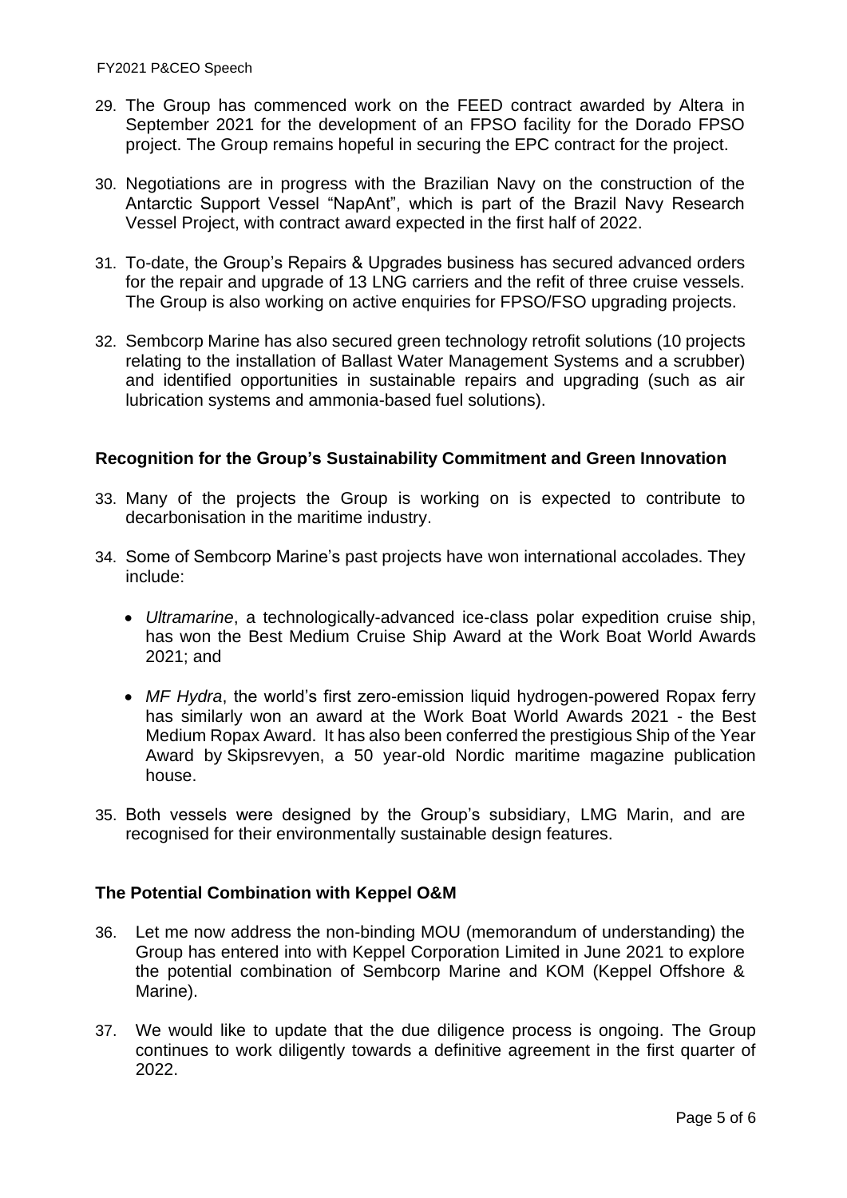29. The Group has commenced work on the FEED contract awarded by Altera in September 2021 for the development of an FPSO facility for the Dorado FPSO project. The Group remains hopeful in securing the EPC contract for the project.

30. Negotiations are in progress with the Brazilian Navy on the construction of the Antarctic Support Vessel "NapAnt", which is part of the Brazil Navy Research Vessel Project, with contract award expected in the first half of 2022.

31. To-date, the Group's Repairs & Upgrades business has secured advanced orders for the repair and upgrade of 13 LNG carriers and the refit of three cruise vessels. The Group is also working on active enquiries for FPSO/FSO upgrading projects.

32. Sembcorp Marine has also secured green technology retrofit solutions (10 projects relating to the installation of Ballast Water Management Systems and a scrubber) and identified opportunities in sustainable repairs and upgrading (such as air lubrication systems and ammonia-based fuel solutions).

## Recognition for the Group's Sustainability Commitment and Green Innovation

33. Many of the projects the Group is working on is expected to contribute to decarbonisation in the maritime industry.

34. Some of Sembcorp Marine's past projects have won international accolades. They include:

    - *Ultramarine*, a technologically-advanced ice-class polar expedition cruise ship, has won the Best Medium Cruise Ship Award at the Work Boat World Awards 2021; and

    - *MF Hydra*, the world's first zero-emission liquid hydrogen-powered Ropax ferry has similarly won an award at the Work Boat World Awards 2021 - the Best Medium Ropax Award. It has also been conferred the prestigious Ship of the Year Award by Skipsrevyen, a 50 year-old Nordic maritime magazine publication house.

35. Both vessels were designed by the Group's subsidiary, LMG Marin, and are recognised for their environmentally sustainable design features.

## The Potential Combination with Keppel O&M

36. Let me now address the non-binding MOU (memorandum of understanding) the Group has entered into with Keppel Corporation Limited in June 2021 to explore the potential combination of Sembcorp Marine and KOM (Keppel Offshore & Marine).

37. We would like to update that the due diligence process is ongoing. The Group continues to work diligently towards a definitive agreement in the first quarter of 2022.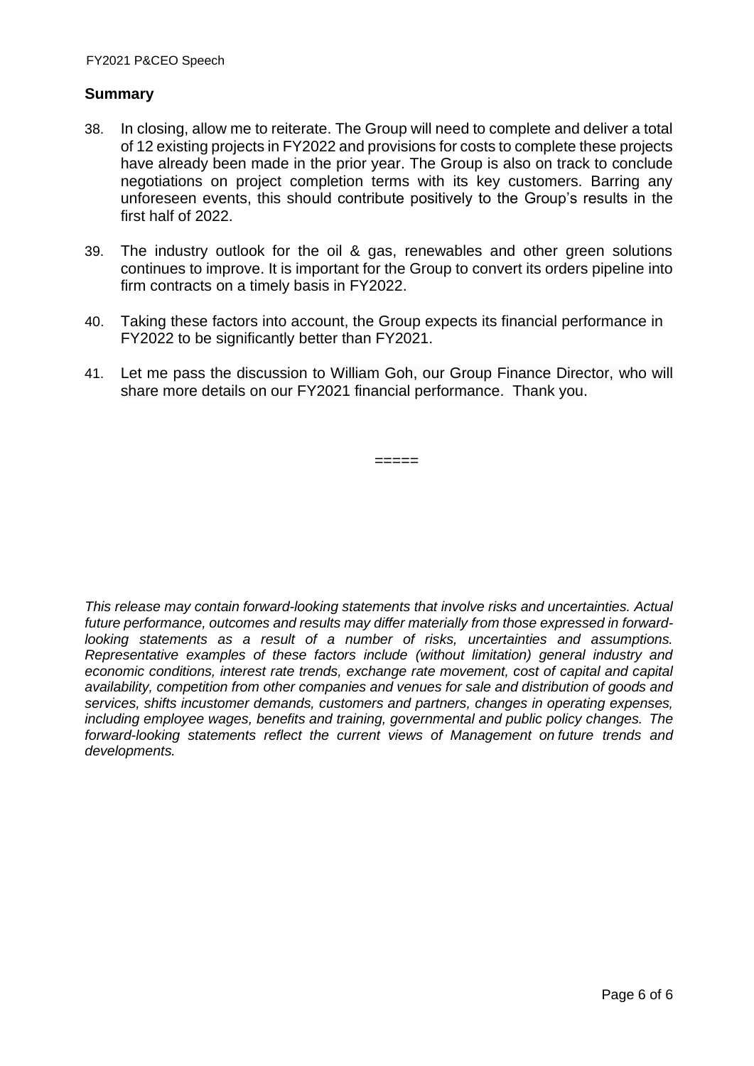## Summary

38. In closing, allow me to reiterate. The Group will need to complete and deliver a total of 12 existing projects in FY2022 and provisions for costs to complete these projects have already been made in the prior year. The Group is also on track to conclude negotiations on project completion terms with its key customers. Barring any unforeseen events, this should contribute positively to the Group's results in the first half of 2022.

39. The industry outlook for the oil & gas, renewables and other green solutions continues to improve. It is important for the Group to convert its orders pipeline into firm contracts on a timely basis in FY2022.

40. Taking these factors into account, the Group expects its financial performance in FY2022 to be significantly better than FY2021.

41. Let me pass the discussion to William Goh, our Group Finance Director, who will share more details on our FY2021 financial performance. Thank you.

=====

*This release may contain forward-looking statements that involve risks and uncertainties. Actual future performance, outcomes and results may differ materially from those expressed in forward-looking statements as a result of a number of risks, uncertainties and assumptions. Representative examples of these factors include (without limitation) general industry and economic conditions, interest rate trends, exchange rate movement, cost of capital and capital availability, competition from other companies and venues for sale and distribution of goods and services, shifts incustomer demands, customers and partners, changes in operating expenses, including employee wages, benefits and training, governmental and public policy changes. The forward-looking statements reflect the current views of Management on future trends and developments.*